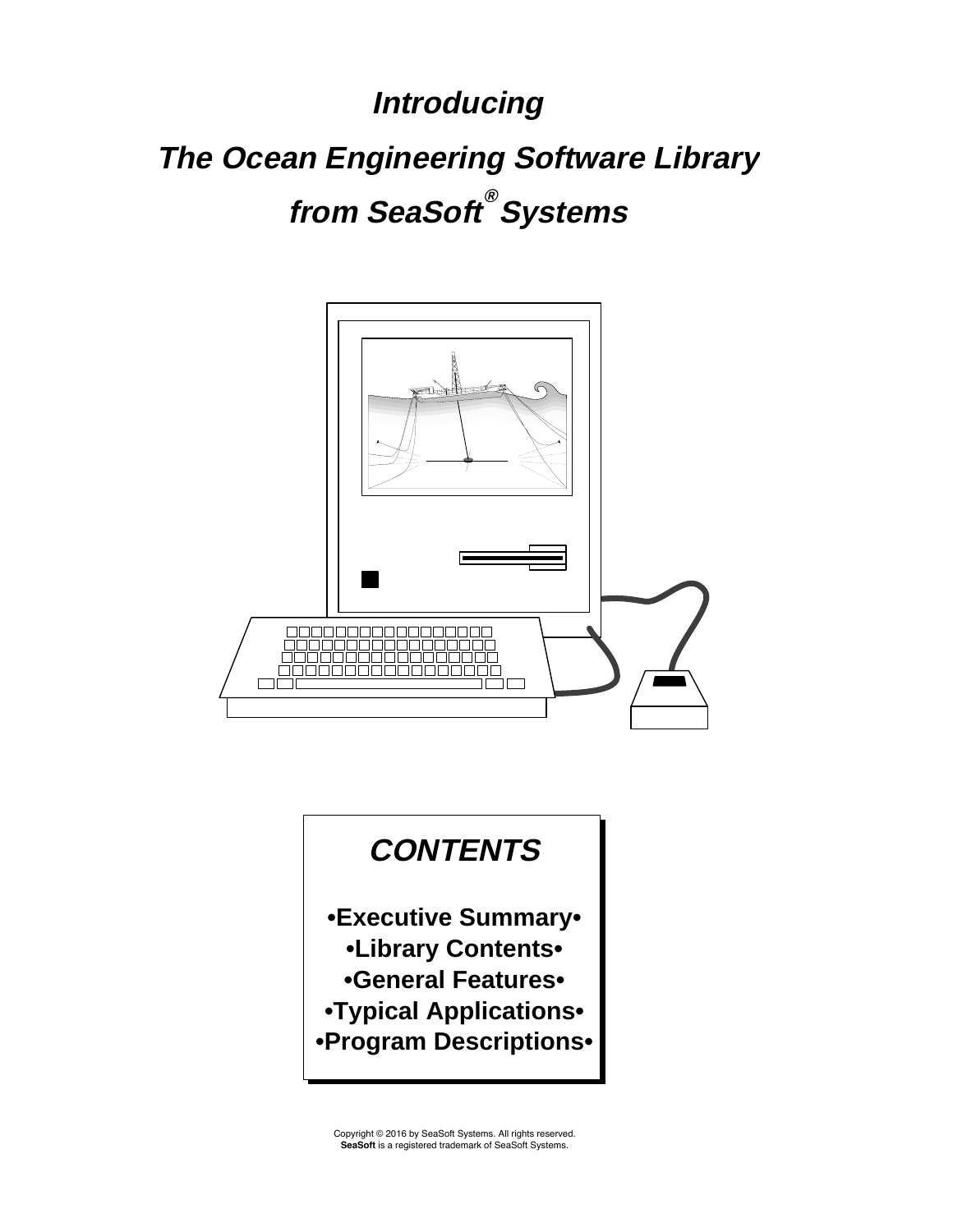# *Introducing*

# *The Ocean Engineering Software Library*

# *from SeaSoft® Systems*

## *CONTENTS*

**•Executive Summary•**
**•Library Contents•**
**•General Features•**
**•Typical Applications•**
**•Program Descriptions•**

Copyright © 2016 by SeaSoft Systems. All rights reserved.
**SeaSoft** is a registered trademark of SeaSoft Systems.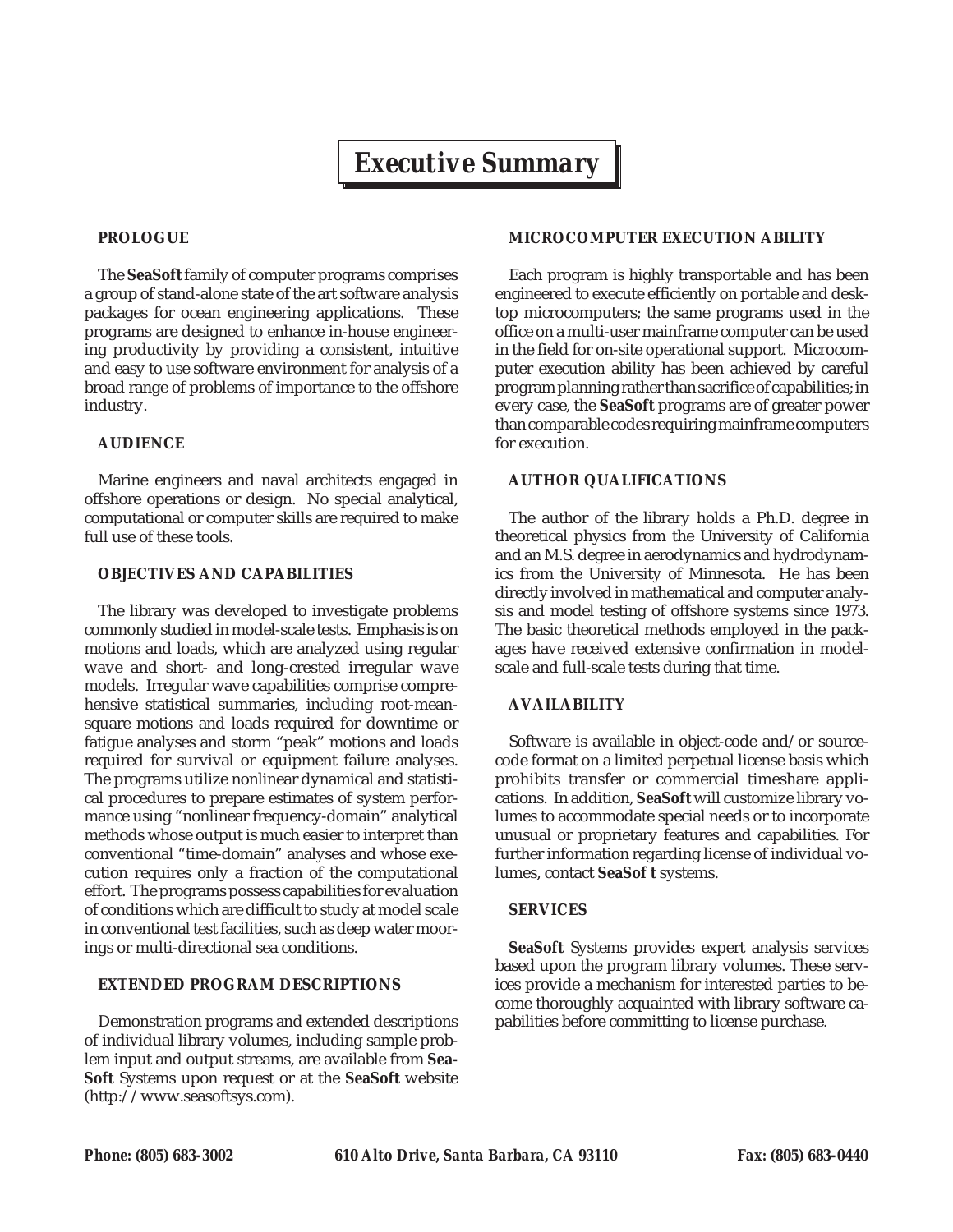# Executive Summary

### PROLOGUE

The **SeaSoft** family of computer programs comprises a group of stand-alone state of the art software analysis packages for ocean engineering applications. These programs are designed to enhance in-house engineering productivity by providing a consistent, intuitive and easy to use software environment for analysis of a broad range of problems of importance to the offshore industry.

### AUDIENCE

Marine engineers and naval architects engaged in offshore operations or design. No special analytical, computational or computer skills are required to make full use of these tools.

### OBJECTIVES AND CAPABILITIES

The library was developed to investigate problems commonly studied in model-scale tests. Emphasis is on motions and loads, which are analyzed using regular wave and short- and long-crested irregular wave models. Irregular wave capabilities comprise comprehensive statistical summaries, including root-mean-square motions and loads required for downtime or fatigue analyses and storm "peak" motions and loads required for survival or equipment failure analyses. The programs utilize nonlinear dynamical and statistical procedures to prepare estimates of system performance using "nonlinear frequency-domain" analytical methods whose output is much easier to interpret than conventional "time-domain" analyses and whose execution requires only a fraction of the computational effort. The programs possess capabilities for evaluation of conditions which are difficult to study at model scale in conventional test facilities, such as deep water moorings or multi-directional sea conditions.

### EXTENDED PROGRAM DESCRIPTIONS

Demonstration programs and extended descriptions of individual library volumes, including sample problem input and output streams, are available from **SeaSoft** Systems upon request or at the **SeaSoft** website (http://www.seasoftsys.com).

### MICROCOMPUTER EXECUTION ABILITY

Each program is highly transportable and has been engineered to execute efficiently on portable and desktop microcomputers; the same programs used in the office on a multi-user mainframe computer can be used in the field for on-site operational support. Microcomputer execution ability has been achieved by careful program planning rather than sacrifice of capabilities; in every case, the **SeaSoft** programs are of greater power than comparable codes requiring mainframe computers for execution.

### AUTHOR QUALIFICATIONS

The author of the library holds a Ph.D. degree in theoretical physics from the University of California and an M.S. degree in aerodynamics and hydrodynamics from the University of Minnesota. He has been directly involved in mathematical and computer analysis and model testing of offshore systems since 1973. The basic theoretical methods employed in the packages have received extensive confirmation in model-scale and full-scale tests during that time.

### AVAILABILITY

Software is available in object-code and/or source-code format on a limited perpetual license basis which prohibits transfer or commercial timeshare applications. In addition, **SeaSoft** will customize library volumes to accommodate special needs or to incorporate unusual or proprietary features and capabilities. For further information regarding license of individual volumes, contact **SeaSoft** systems.

### SERVICES

**SeaSoft** Systems provides expert analysis services based upon the program library volumes. These services provide a mechanism for interested parties to become thoroughly acquainted with library software capabilities before committing to license purchase.

*Phone: (805) 683-3002* &nbsp;&nbsp; *610 Alto Drive, Santa Barbara, CA 93110* &nbsp;&nbsp; *Fax: (805) 683-0440*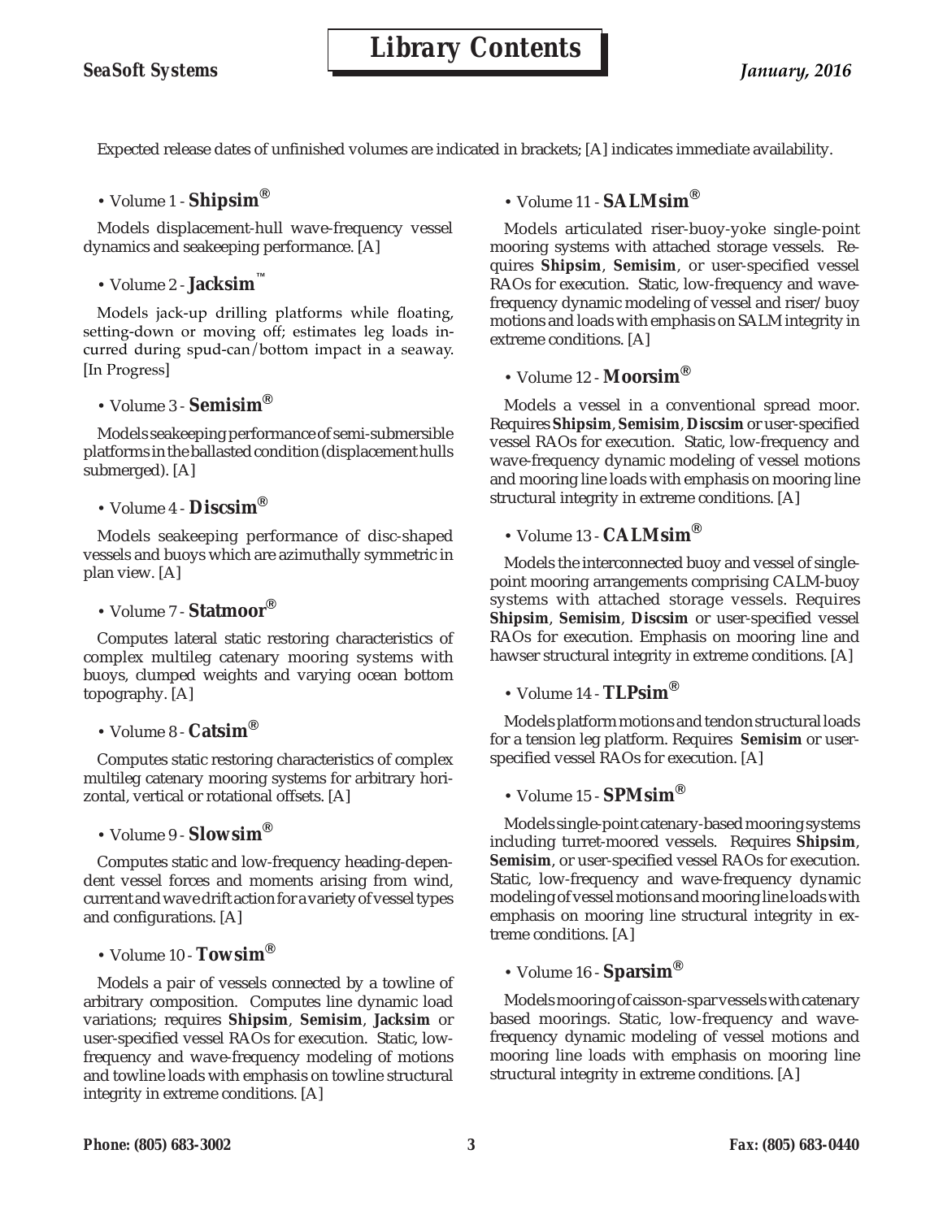# Library Contents

Expected release dates of unfinished volumes are indicated in brackets; [A] indicates immediate availability.

• Volume 1 - **Shipsim®**

Models displacement-hull wave-frequency vessel dynamics and seakeeping performance. [A]

• Volume 2 - **Jacksim™**

Models jack-up drilling platforms while floating, setting-down or moving off; estimates leg loads incurred during spud-can/bottom impact in a seaway. [In Progress]

• Volume 3 - **Semisim®**

Models seakeeping performance of semi-submersible platforms in the ballasted condition (displacement hulls submerged). [A]

• Volume 4 - **Discsim®**

Models seakeeping performance of disc-shaped vessels and buoys which are azimuthally symmetric in plan view. [A]

• Volume 7 - **Statmoor®**

Computes lateral static restoring characteristics of complex multileg catenary mooring systems with buoys, clumped weights and varying ocean bottom topography. [A]

• Volume 8 - **Catsim®**

Computes static restoring characteristics of complex multileg catenary mooring systems for arbitrary horizontal, vertical or rotational offsets. [A]

• Volume 9 - **Slowsim®**

Computes static and low-frequency heading-dependent vessel forces and moments arising from wind, current and wave drift action for a variety of vessel types and configurations. [A]

• Volume 10 - **Towsim®**

Models a pair of vessels connected by a towline of arbitrary composition. Computes line dynamic load variations; requires **Shipsim**, **Semisim**, **Jacksim** or user-specified vessel RAOs for execution. Static, low-frequency and wave-frequency modeling of motions and towline loads with emphasis on towline structural integrity in extreme conditions. [A]

• Volume 11 - **SALMsim®**

Models articulated riser-buoy-yoke single-point mooring systems with attached storage vessels. Requires **Shipsim**, **Semisim**, or user-specified vessel RAOs for execution. Static, low-frequency and wave-frequency dynamic modeling of vessel and riser/buoy motions and loads with emphasis on SALM integrity in extreme conditions. [A]

• Volume 12 - **Moorsim®**

Models a vessel in a conventional spread moor. Requires **Shipsim**, **Semisim**, **Discsim** or user-specified vessel RAOs for execution. Static, low-frequency and wave-frequency dynamic modeling of vessel motions and mooring line loads with emphasis on mooring line structural integrity in extreme conditions. [A]

• Volume 13 - **CALMsim®**

Models the interconnected buoy and vessel of single-point mooring arrangements comprising CALM-buoy systems with attached storage vessels. Requires **Shipsim**, **Semisim**, **Discsim** or user-specified vessel RAOs for execution. Emphasis on mooring line and hawser structural integrity in extreme conditions. [A]

• Volume 14 - **TLPsim®**

Models platform motions and tendon structural loads for a tension leg platform. Requires **Semisim** or user-specified vessel RAOs for execution. [A]

• Volume 15 - **SPMsim®**

Models single-point catenary-based mooring systems including turret-moored vessels. Requires **Shipsim**, **Semisim**, or user-specified vessel RAOs for execution. Static, low-frequency and wave-frequency dynamic modeling of vessel motions and mooring line loads with emphasis on mooring line structural integrity in extreme conditions. [A]

• Volume 16 - **Sparsim®**

Models mooring of caisson-spar vessels with catenary based moorings. Static, low-frequency and wave-frequency dynamic modeling of vessel motions and mooring line loads with emphasis on mooring line structural integrity in extreme conditions. [A]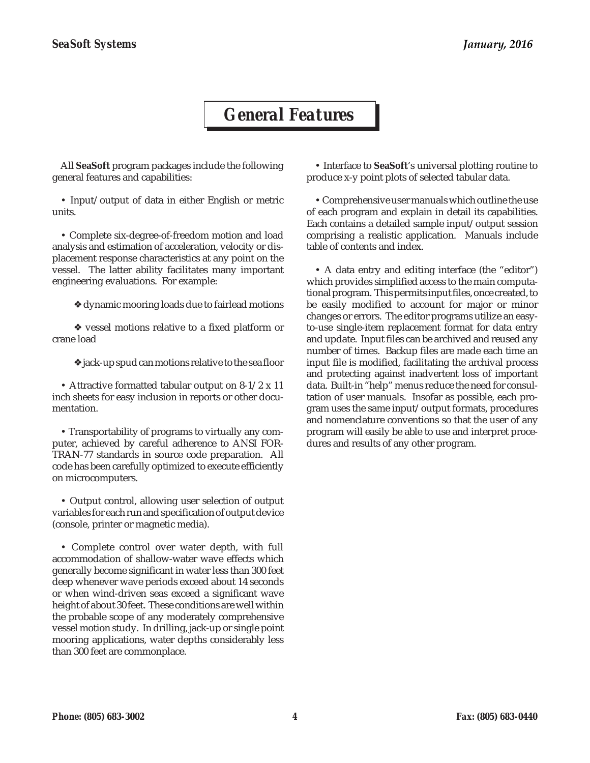# General Features

All **SeaSoft** program packages include the following general features and capabilities:

• Input/output of data in either English or metric units.

• Complete six-degree-of-freedom motion and load analysis and estimation of acceleration, velocity or displacement response characteristics at any point on the vessel. The latter ability facilitates many important engineering evaluations. For example:

❖ dynamic mooring loads due to fairlead motions

❖ vessel motions relative to a fixed platform or crane load

❖ jack-up spud can motions relative to the sea floor

• Attractive formatted tabular output on 8-1/2 x 11 inch sheets for easy inclusion in reports or other documentation.

• Transportability of programs to virtually any computer, achieved by careful adherence to ANSI FORTRAN-77 standards in source code preparation. All code has been carefully optimized to execute efficiently on microcomputers.

• Output control, allowing user selection of output variables for each run and specification of output device (console, printer or magnetic media).

• Complete control over water depth, with full accommodation of shallow-water wave effects which generally become significant in water less than 300 feet deep whenever wave periods exceed about 14 seconds or when wind-driven seas exceed a significant wave height of about 30 feet. These conditions are well within the probable scope of any moderately comprehensive vessel motion study. In drilling, jack-up or single point mooring applications, water depths considerably less than 300 feet are commonplace.

• Interface to **SeaSoft**'s universal plotting routine to produce x-y point plots of selected tabular data.

• Comprehensive user manuals which outline the use of each program and explain in detail its capabilities. Each contains a detailed sample input/output session comprising a realistic application. Manuals include table of contents and index.

• A data entry and editing interface (the "editor") which provides simplified access to the main computational program. This permits input files, once created, to be easily modified to account for major or minor changes or errors. The editor programs utilize an easy-to-use single-item replacement format for data entry and update. Input files can be archived and reused any number of times. Backup files are made each time an input file is modified, facilitating the archival process and protecting against inadvertent loss of important data. Built-in "help" menus reduce the need for consultation of user manuals. Insofar as possible, each program uses the same input/output formats, procedures and nomenclature conventions so that the user of any program will easily be able to use and interpret procedures and results of any other program.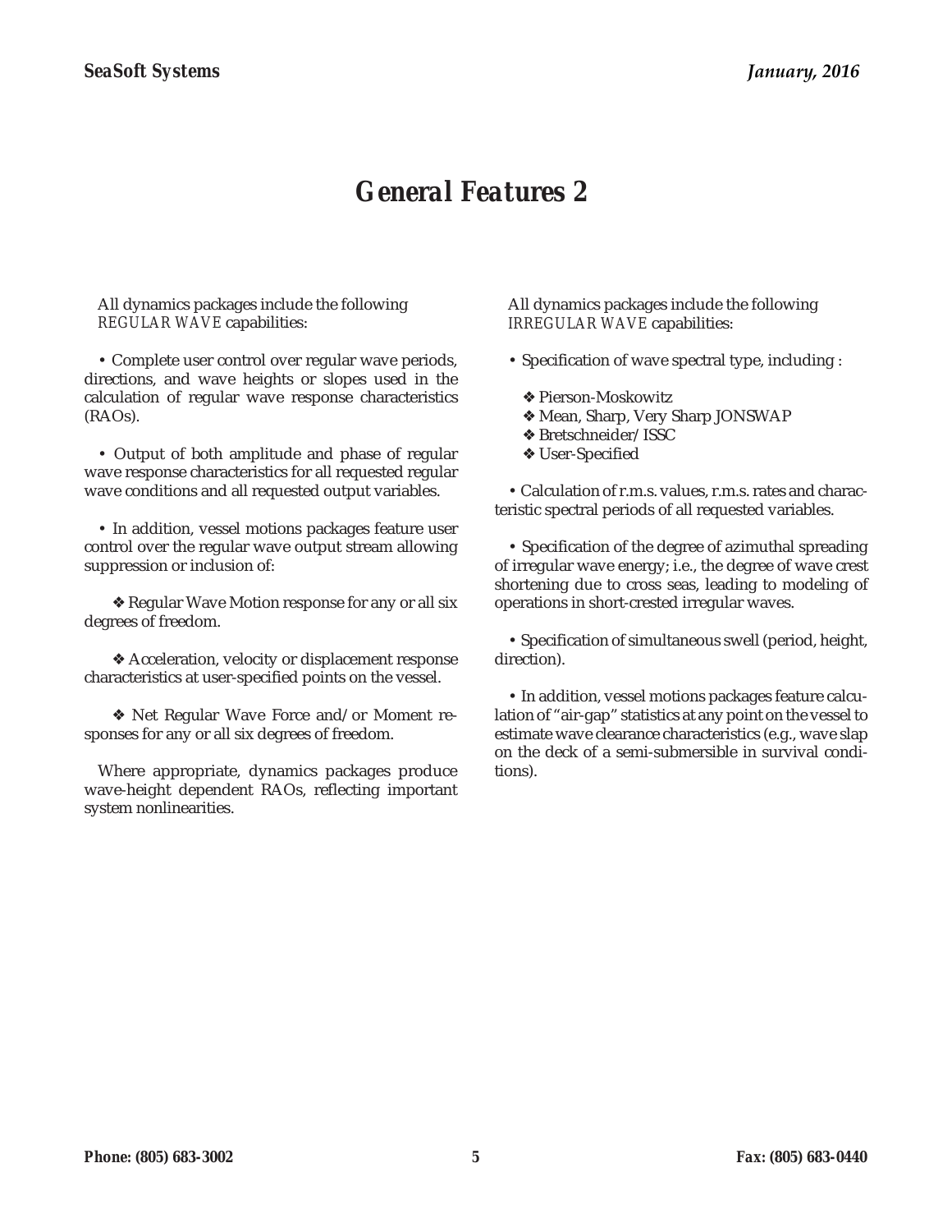# General Features 2

All dynamics packages include the following *REGULAR WAVE* capabilities:

- Complete user control over regular wave periods, directions, and wave heights or slopes used in the calculation of regular wave response characteristics (RAOs).

- Output of both amplitude and phase of regular wave response characteristics for all requested regular wave conditions and all requested output variables.

- In addition, vessel motions packages feature user control over the regular wave output stream allowing suppression or inclusion of:

  ❖ Regular Wave Motion response for any or all six degrees of freedom.

  ❖ Acceleration, velocity or displacement response characteristics at user-specified points on the vessel.

  ❖ Net Regular Wave Force and/or Moment responses for any or all six degrees of freedom.

Where appropriate, dynamics packages produce wave-height dependent RAOs, reflecting important system nonlinearities.

All dynamics packages include the following *IRREGULAR WAVE* capabilities:

- Specification of wave spectral type, including :

  ❖ Pierson-Moskowitz
  ❖ Mean, Sharp, Very Sharp JONSWAP
  ❖ Bretschneider/ISSC
  ❖ User-Specified

- Calculation of r.m.s. values, r.m.s. rates and characteristic spectral periods of all requested variables.

- Specification of the degree of azimuthal spreading of irregular wave energy; i.e., the degree of wave crest shortening due to cross seas, leading to modeling of operations in short-crested irregular waves.

- Specification of simultaneous swell (period, height, direction).

- In addition, vessel motions packages feature calculation of "air-gap" statistics at any point on the vessel to estimate wave clearance characteristics (e.g., wave slap on the deck of a semi-submersible in survival conditions).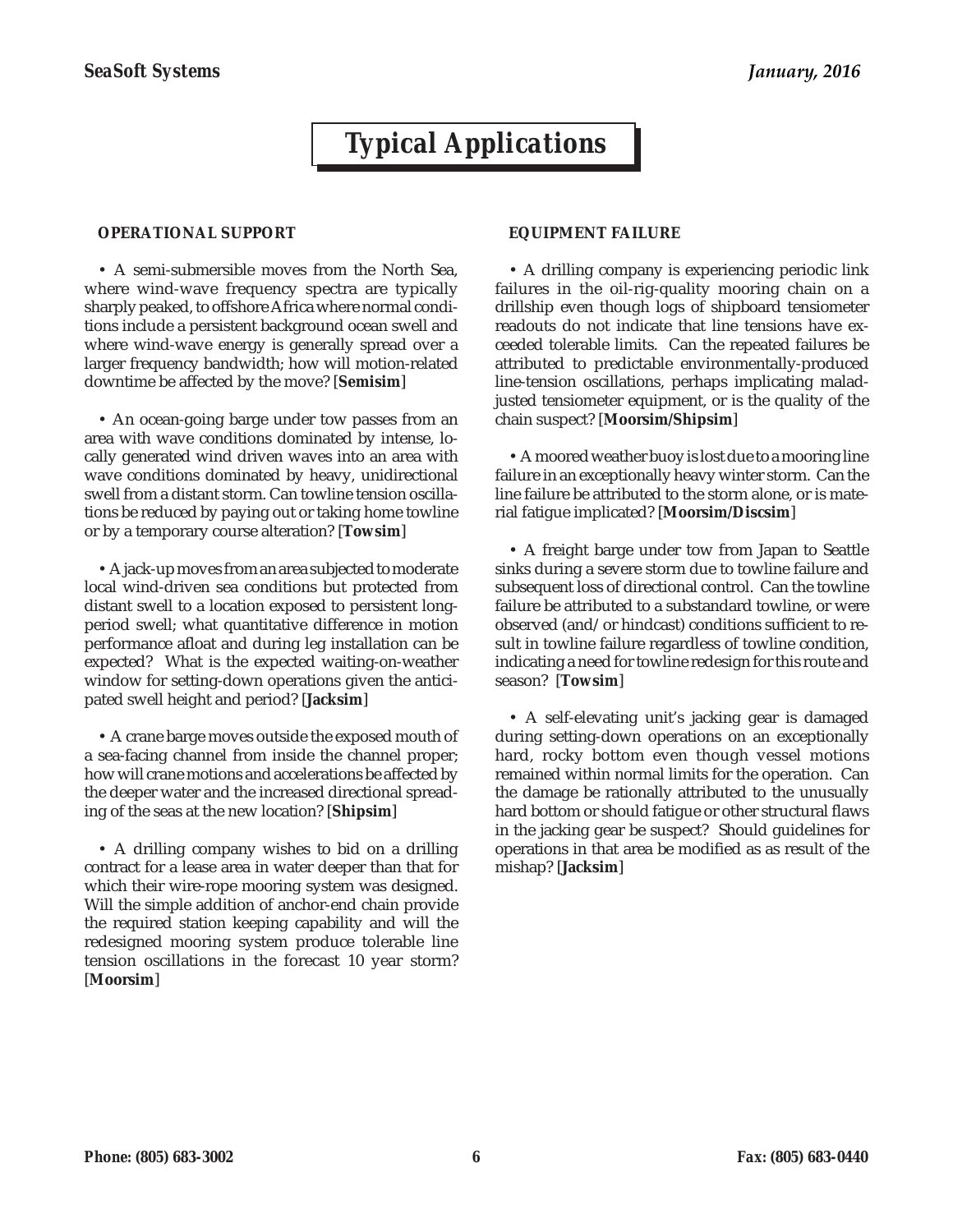# Typical Applications

### OPERATIONAL SUPPORT

• A semi-submersible moves from the North Sea, where wind-wave frequency spectra are typically sharply peaked, to offshore Africa where normal conditions include a persistent background ocean swell and where wind-wave energy is generally spread over a larger frequency bandwidth; how will motion-related downtime be affected by the move? [**Semisim**]

• An ocean-going barge under tow passes from an area with wave conditions dominated by intense, locally generated wind driven waves into an area with wave conditions dominated by heavy, unidirectional swell from a distant storm. Can towline tension oscillations be reduced by paying out or taking home towline or by a temporary course alteration? [**Towsim**]

• A jack-up moves from an area subjected to moderate local wind-driven sea conditions but protected from distant swell to a location exposed to persistent long-period swell; what quantitative difference in motion performance afloat and during leg installation can be expected? What is the expected waiting-on-weather window for setting-down operations given the anticipated swell height and period? [**Jacksim**]

• A crane barge moves outside the exposed mouth of a sea-facing channel from inside the channel proper; how will crane motions and accelerations be affected by the deeper water and the increased directional spreading of the seas at the new location? [**Shipsim**]

• A drilling company wishes to bid on a drilling contract for a lease area in water deeper than that for which their wire-rope mooring system was designed. Will the simple addition of anchor-end chain provide the required station keeping capability and will the redesigned mooring system produce tolerable line tension oscillations in the forecast 10 year storm? [**Moorsim**]

### EQUIPMENT FAILURE

• A drilling company is experiencing periodic link failures in the oil-rig-quality mooring chain on a drillship even though logs of shipboard tensiometer readouts do not indicate that line tensions have exceeded tolerable limits. Can the repeated failures be attributed to predictable environmentally-produced line-tension oscillations, perhaps implicating maladjusted tensiometer equipment, or is the quality of the chain suspect? [**Moorsim/Shipsim**]

• A moored weather buoy is lost due to a mooring line failure in an exceptionally heavy winter storm. Can the line failure be attributed to the storm alone, or is material fatigue implicated? [**Moorsim/Discsim**]

• A freight barge under tow from Japan to Seattle sinks during a severe storm due to towline failure and subsequent loss of directional control. Can the towline failure be attributed to a substandard towline, or were observed (and/or hindcast) conditions sufficient to result in towline failure regardless of towline condition, indicating a need for towline redesign for this route and season? [**Towsim**]

• A self-elevating unit's jacking gear is damaged during setting-down operations on an exceptionally hard, rocky bottom even though vessel motions remained within normal limits for the operation. Can the damage be rationally attributed to the unusually hard bottom or should fatigue or other structural flaws in the jacking gear be suspect? Should guidelines for operations in that area be modified as as result of the mishap? [**Jacksim**]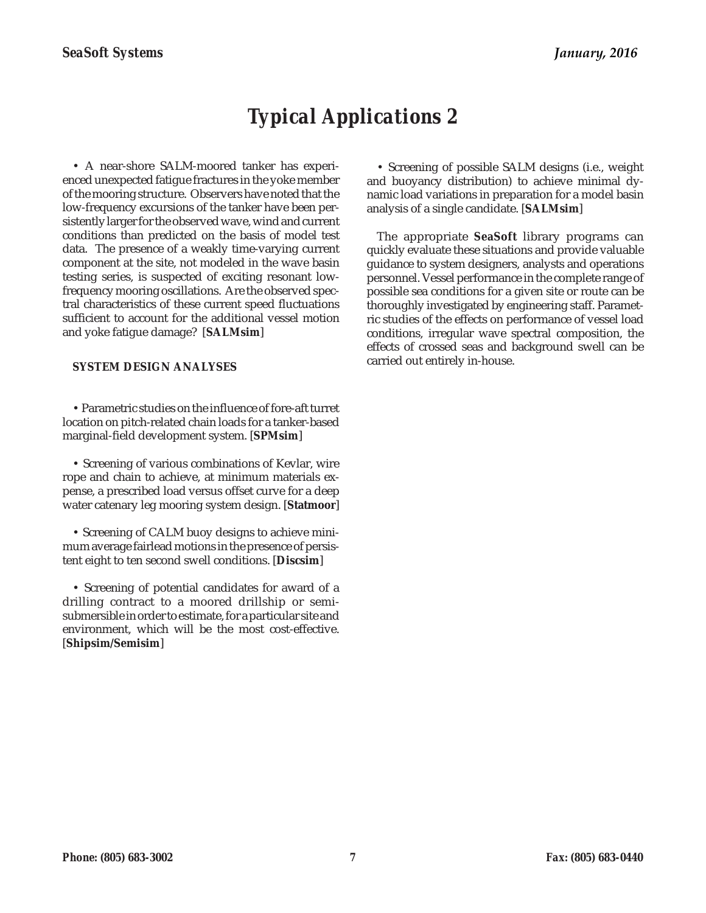# Typical Applications 2

• A near-shore SALM-moored tanker has experienced unexpected fatigue fractures in the yoke member of the mooring structure. Observers have noted that the low-frequency excursions of the tanker have been persistently larger for the observed wave, wind and current conditions than predicted on the basis of model test data. The presence of a weakly time-varying current component at the site, not modeled in the wave basin testing series, is suspected of exciting resonant low-frequency mooring oscillations. Are the observed spectral characteristics of these current speed fluctuations sufficient to account for the additional vessel motion and yoke fatigue damage? [**SALMsim**]

### SYSTEM DESIGN ANALYSES

• Parametric studies on the influence of fore-aft turret location on pitch-related chain loads for a tanker-based marginal-field development system. [**SPMsim**]

• Screening of various combinations of Kevlar, wire rope and chain to achieve, at minimum materials expense, a prescribed load versus offset curve for a deep water catenary leg mooring system design. [**Statmoor**]

• Screening of CALM buoy designs to achieve minimum average fairlead motions in the presence of persistent eight to ten second swell conditions. [**Discsim**]

• Screening of potential candidates for award of a drilling contract to a moored drillship or semi-submersible in order to estimate, for a particular site and environment, which will be the most cost-effective. [**Shipsim/Semisim**]

• Screening of possible SALM designs (i.e., weight and buoyancy distribution) to achieve minimal dynamic load variations in preparation for a model basin analysis of a single candidate. [**SALMsim**]

The appropriate **SeaSoft** library programs can quickly evaluate these situations and provide valuable guidance to system designers, analysts and operations personnel. Vessel performance in the complete range of possible sea conditions for a given site or route can be thoroughly investigated by engineering staff. Parametric studies of the effects on performance of vessel load conditions, irregular wave spectral composition, the effects of crossed seas and background swell can be carried out entirely in-house.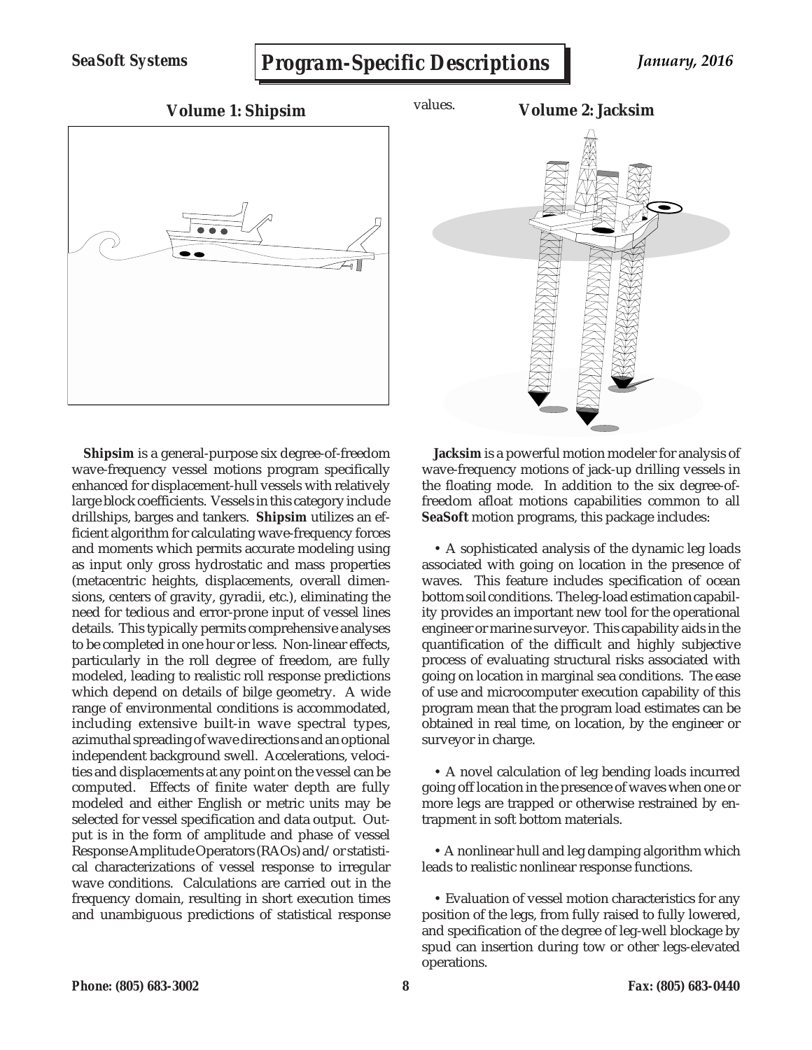## Volume 1: Shipsim

**Shipsim** is a general-purpose six degree-of-freedom wave-frequency vessel motions program specifically enhanced for displacement-hull vessels with relatively large block coefficients. Vessels in this category include drillships, barges and tankers. **Shipsim** utilizes an efficient algorithm for calculating wave-frequency forces and moments which permits accurate modeling using as input only gross hydrostatic and mass properties (metacentric heights, displacements, overall dimensions, centers of gravity, gyradii, etc.), eliminating the need for tedious and error-prone input of vessel lines details. This typically permits comprehensive analyses to be completed in one hour or less. Non-linear effects, particularly in the roll degree of freedom, are fully modeled, leading to realistic roll response predictions which depend on details of bilge geometry. A wide range of environmental conditions is accommodated, including extensive built-in wave spectral types, azimuthal spreading of wave directions and an optional independent background swell. Accelerations, velocities and displacements at any point on the vessel can be computed. Effects of finite water depth are fully modeled and either English or metric units may be selected for vessel specification and data output. Output is in the form of amplitude and phase of vessel Response Amplitude Operators (RAOs) and/or statistical characterizations of vessel response to irregular wave conditions. Calculations are carried out in the frequency domain, resulting in short execution times and unambiguous predictions of statistical response values.

## Volume 2: Jacksim

**Jacksim** is a powerful motion modeler for analysis of wave-frequency motions of jack-up drilling vessels in the floating mode. In addition to the six degree-of-freedom afloat motions capabilities common to all **SeaSoft** motion programs, this package includes:

• A sophisticated analysis of the dynamic leg loads associated with going on location in the presence of waves. This feature includes specification of ocean bottom soil conditions. The leg-load estimation capability provides an important new tool for the operational engineer or marine surveyor. This capability aids in the quantification of the difficult and highly subjective process of evaluating structural risks associated with going on location in marginal sea conditions. The ease of use and microcomputer execution capability of this program mean that the program load estimates can be obtained in real time, on location, by the engineer or surveyor in charge.

• A novel calculation of leg bending loads incurred going off location in the presence of waves when one or more legs are trapped or otherwise restrained by entrapment in soft bottom materials.

• A nonlinear hull and leg damping algorithm which leads to realistic nonlinear response functions.

• Evaluation of vessel motion characteristics for any position of the legs, from fully raised to fully lowered, and specification of the degree of leg-well blockage by spud can insertion during tow or other legs-elevated operations.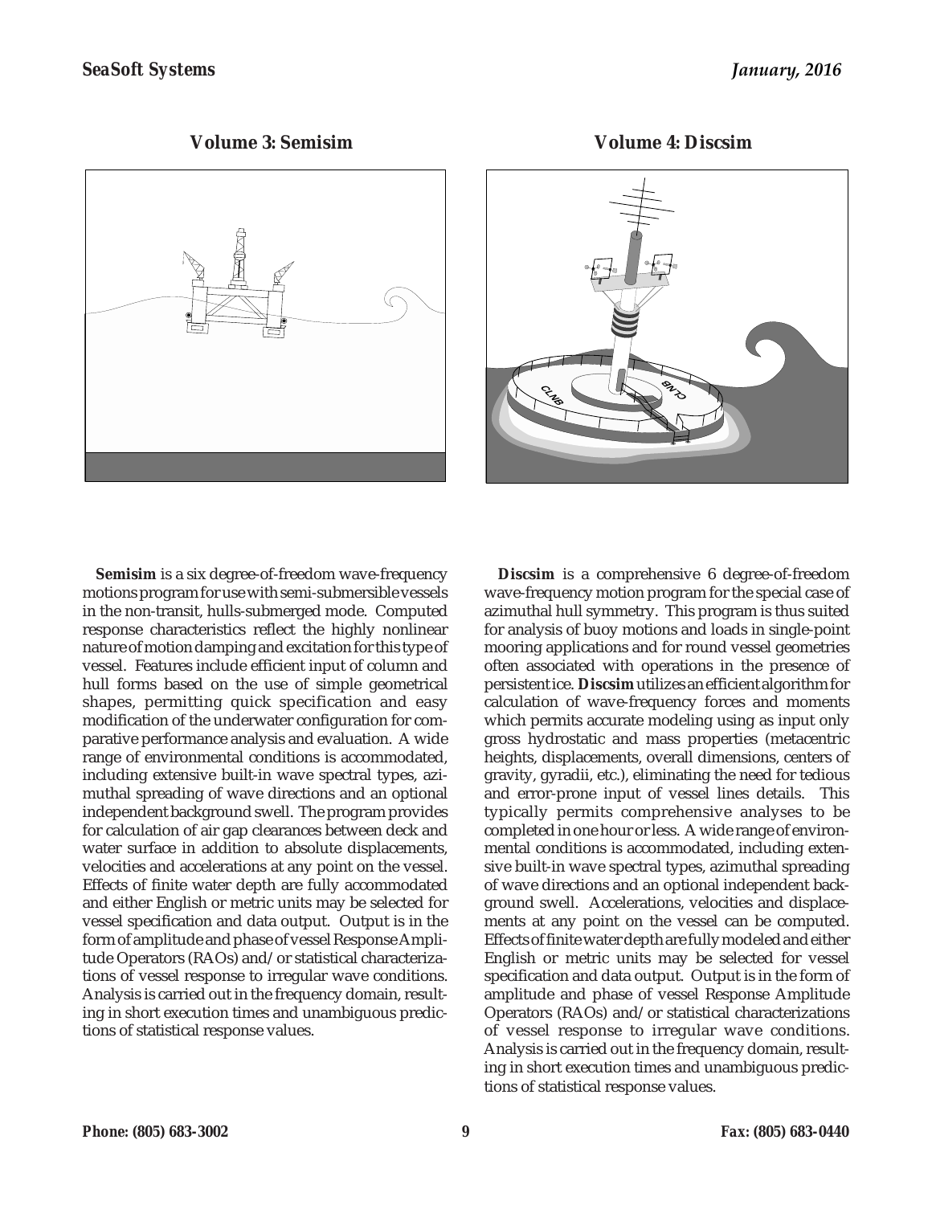## Volume 3: Semisim

**Semisim** is a six degree-of-freedom wave-frequency motions program for use with semi-submersible vessels in the non-transit, hulls-submerged mode. Computed response characteristics reflect the highly nonlinear nature of motion damping and excitation for this type of vessel. Features include efficient input of column and hull forms based on the use of simple geometrical shapes, permitting quick specification and easy modification of the underwater configuration for comparative performance analysis and evaluation. A wide range of environmental conditions is accommodated, including extensive built-in wave spectral types, azimuthal spreading of wave directions and an optional independent background swell. The program provides for calculation of air gap clearances between deck and water surface in addition to absolute displacements, velocities and accelerations at any point on the vessel. Effects of finite water depth are fully accommodated and either English or metric units may be selected for vessel specification and data output. Output is in the form of amplitude and phase of vessel Response Amplitude Operators (RAOs) and/or statistical characterizations of vessel response to irregular wave conditions. Analysis is carried out in the frequency domain, resulting in short execution times and unambiguous predictions of statistical response values.

## Volume 4: Discsim

**Discsim** is a comprehensive 6 degree-of-freedom wave-frequency motion program for the special case of azimuthal hull symmetry. This program is thus suited for analysis of buoy motions and loads in single-point mooring applications and for round vessel geometries often associated with operations in the presence of persistent ice. **Discsim** utilizes an efficient algorithm for calculation of wave-frequency forces and moments which permits accurate modeling using as input only gross hydrostatic and mass properties (metacentric heights, displacements, overall dimensions, centers of gravity, gyradii, etc.), eliminating the need for tedious and error-prone input of vessel lines details. This typically permits comprehensive analyses to be completed in one hour or less. A wide range of environmental conditions is accommodated, including extensive built-in wave spectral types, azimuthal spreading of wave directions and an optional independent background swell. Accelerations, velocities and displacements at any point on the vessel can be computed. Effects of finite water depth are fully modeled and either English or metric units may be selected for vessel specification and data output. Output is in the form of amplitude and phase of vessel Response Amplitude Operators (RAOs) and/or statistical characterizations of vessel response to irregular wave conditions. Analysis is carried out in the frequency domain, resulting in short execution times and unambiguous predictions of statistical response values.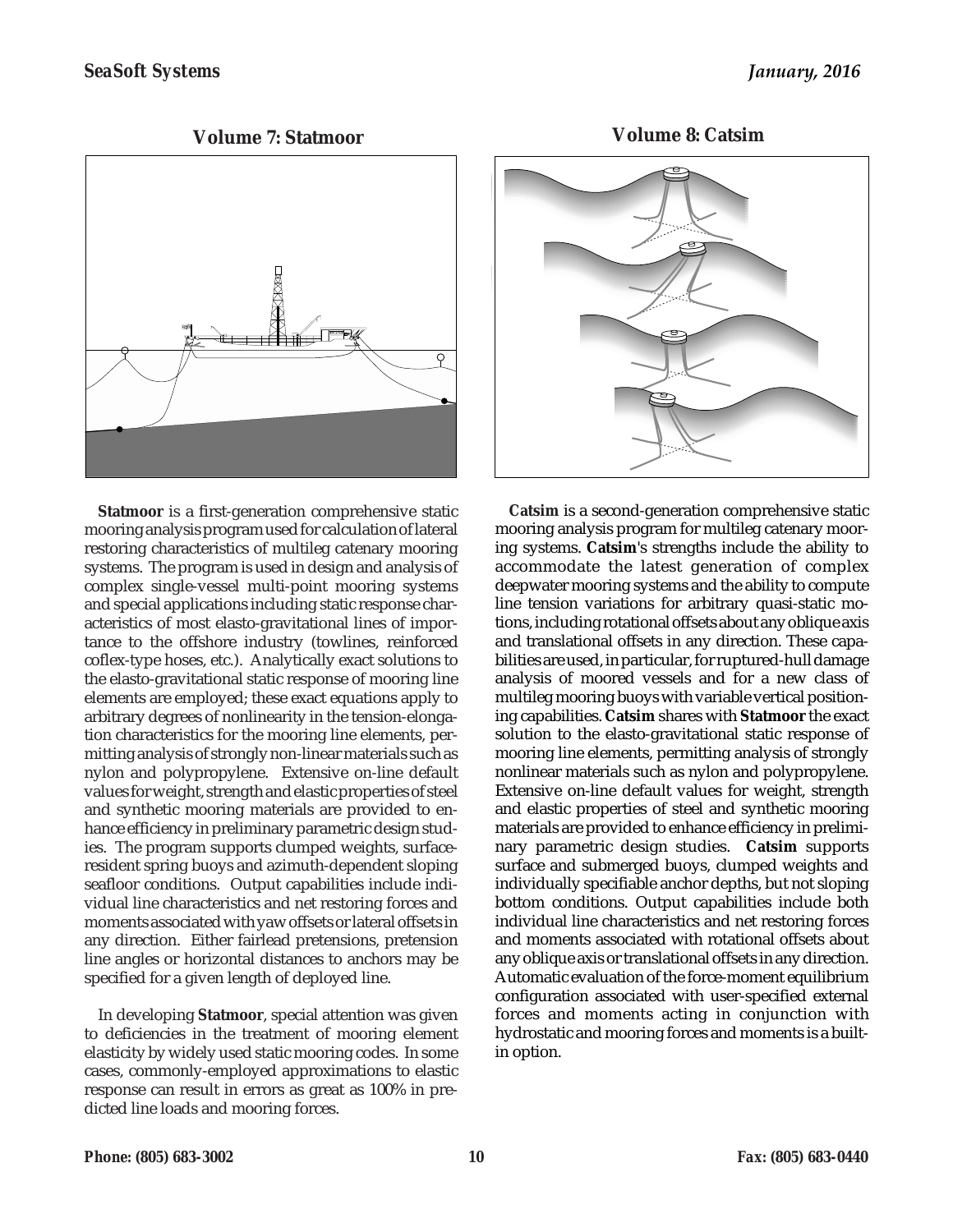## Volume 7: Statmoor

**Statmoor** is a first-generation comprehensive static mooring analysis program used for calculation of lateral restoring characteristics of multileg catenary mooring systems. The program is used in design and analysis of complex single-vessel multi-point mooring systems and special applications including static response characteristics of most elasto-gravitational lines of importance to the offshore industry (towlines, reinforced coflex-type hoses, etc.). Analytically exact solutions to the elasto-gravitational static response of mooring line elements are employed; these exact equations apply to arbitrary degrees of nonlinearity in the tension-elongation characteristics for the mooring line elements, permitting analysis of strongly non-linear materials such as nylon and polypropylene. Extensive on-line default values for weight, strength and elastic properties of steel and synthetic mooring materials are provided to enhance efficiency in preliminary parametric design studies. The program supports clumped weights, surface-resident spring buoys and azimuth-dependent sloping seafloor conditions. Output capabilities include individual line characteristics and net restoring forces and moments associated with yaw offsets or lateral offsets in any direction. Either fairlead pretensions, pretension line angles or horizontal distances to anchors may be specified for a given length of deployed line.

In developing **Statmoor**, special attention was given to deficiencies in the treatment of mooring element elasticity by widely used static mooring codes. In some cases, commonly-employed approximations to elastic response can result in errors as great as 100% in predicted line loads and mooring forces.

## Volume 8: Catsim

**Catsim** is a second-generation comprehensive static mooring analysis program for multileg catenary mooring systems. **Catsim**'s strengths include the ability to accommodate the latest generation of complex deepwater mooring systems and the ability to compute line tension variations for arbitrary quasi-static motions, including rotational offsets about any oblique axis and translational offsets in any direction. These capabilities are used, in particular, for ruptured-hull damage analysis of moored vessels and for a new class of multileg mooring buoys with variable vertical positioning capabilities. **Catsim** shares with **Statmoor** the exact solution to the elasto-gravitational static response of mooring line elements, permitting analysis of strongly nonlinear materials such as nylon and polypropylene. Extensive on-line default values for weight, strength and elastic properties of steel and synthetic mooring materials are provided to enhance efficiency in preliminary parametric design studies. **Catsim** supports surface and submerged buoys, clumped weights and individually specifiable anchor depths, but not sloping bottom conditions. Output capabilities include both individual line characteristics and net restoring forces and moments associated with rotational offsets about any oblique axis or translational offsets in any direction. Automatic evaluation of the force-moment equilibrium configuration associated with user-specified external forces and moments acting in conjunction with hydrostatic and mooring forces and moments is a built-in option.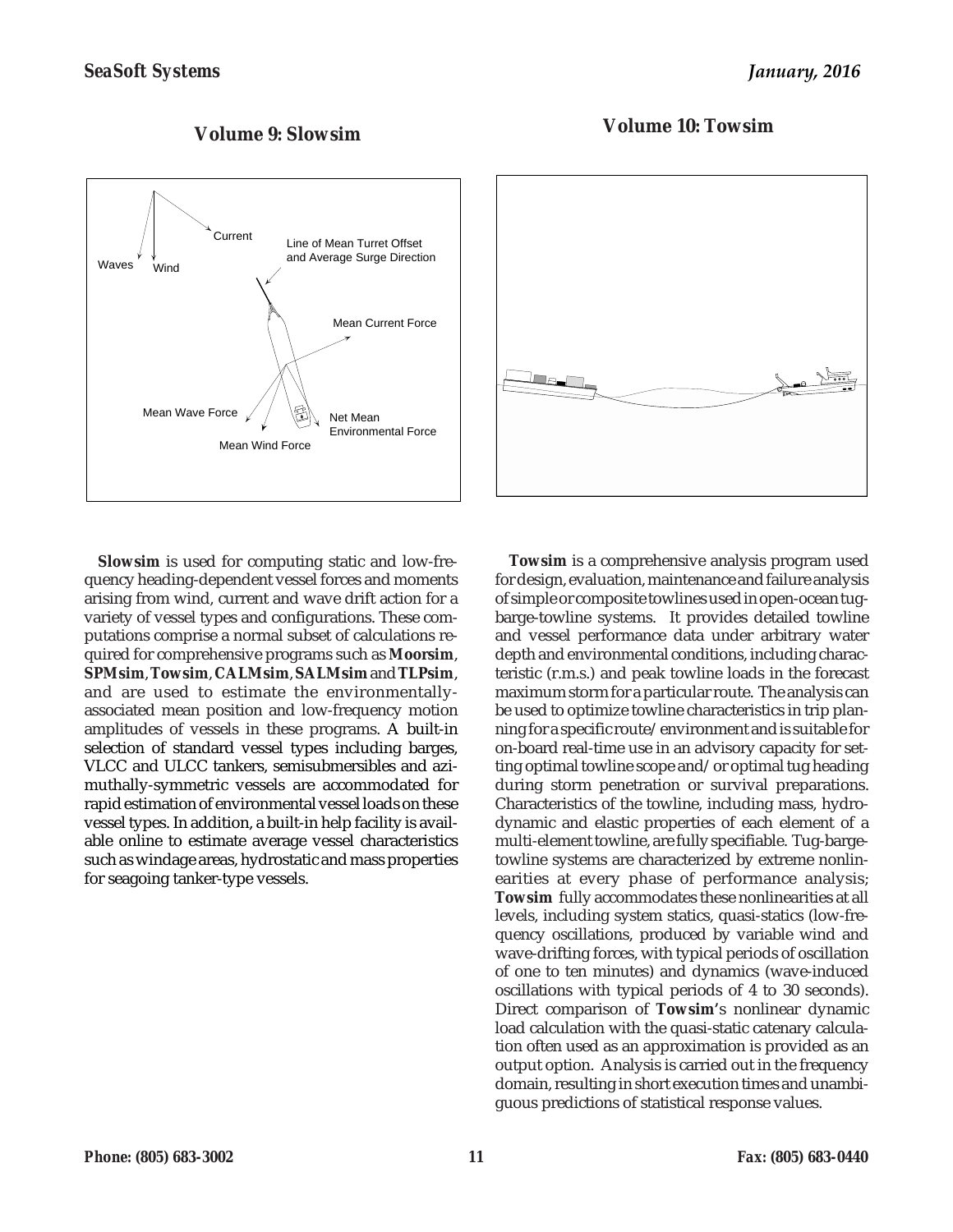## Volume 9: Slowsim

**Slowsim** is used for computing static and low-frequency heading-dependent vessel forces and moments arising from wind, current and wave drift action for a variety of vessel types and configurations. These computations comprise a normal subset of calculations required for comprehensive programs such as **Moorsim**, **SPMsim**, **Towsim**, **CALMsim**, **SALMsim** and **TLPsim**, and are used to estimate the environmentally-associated mean position and low-frequency motion amplitudes of vessels in these programs. A built-in selection of standard vessel types including barges, VLCC and ULCC tankers, semisubmersibles and azimuthally-symmetric vessels are accommodated for rapid estimation of environmental vessel loads on these vessel types. In addition, a built-in help facility is available online to estimate average vessel characteristics such as windage areas, hydrostatic and mass properties for seagoing tanker-type vessels.

## Volume 10: Towsim

**Towsim** is a comprehensive analysis program used for design, evaluation, maintenance and failure analysis of simple or composite towlines used in open-ocean tug-barge-towline systems. It provides detailed towline and vessel performance data under arbitrary water depth and environmental conditions, including characteristic (r.m.s.) and peak towline loads in the forecast maximum storm for a particular route. The analysis can be used to optimize towline characteristics in trip planning for a specific route/environment and is suitable for on-board real-time use in an advisory capacity for setting optimal towline scope and/or optimal tug heading during storm penetration or survival preparations. Characteristics of the towline, including mass, hydrodynamic and elastic properties of each element of a multi-element towline, are fully specifiable. Tug-barge-towline systems are characterized by extreme nonlinearities at every phase of performance analysis; **Towsim** fully accommodates these nonlinearities at all levels, including system statics, quasi-statics (low-frequency oscillations, produced by variable wind and wave-drifting forces, with typical periods of oscillation of one to ten minutes) and dynamics (wave-induced oscillations with typical periods of 4 to 30 seconds). Direct comparison of **Towsim**'s nonlinear dynamic load calculation with the quasi-static catenary calculation often used as an approximation is provided as an output option. Analysis is carried out in the frequency domain, resulting in short execution times and unambiguous predictions of statistical response values.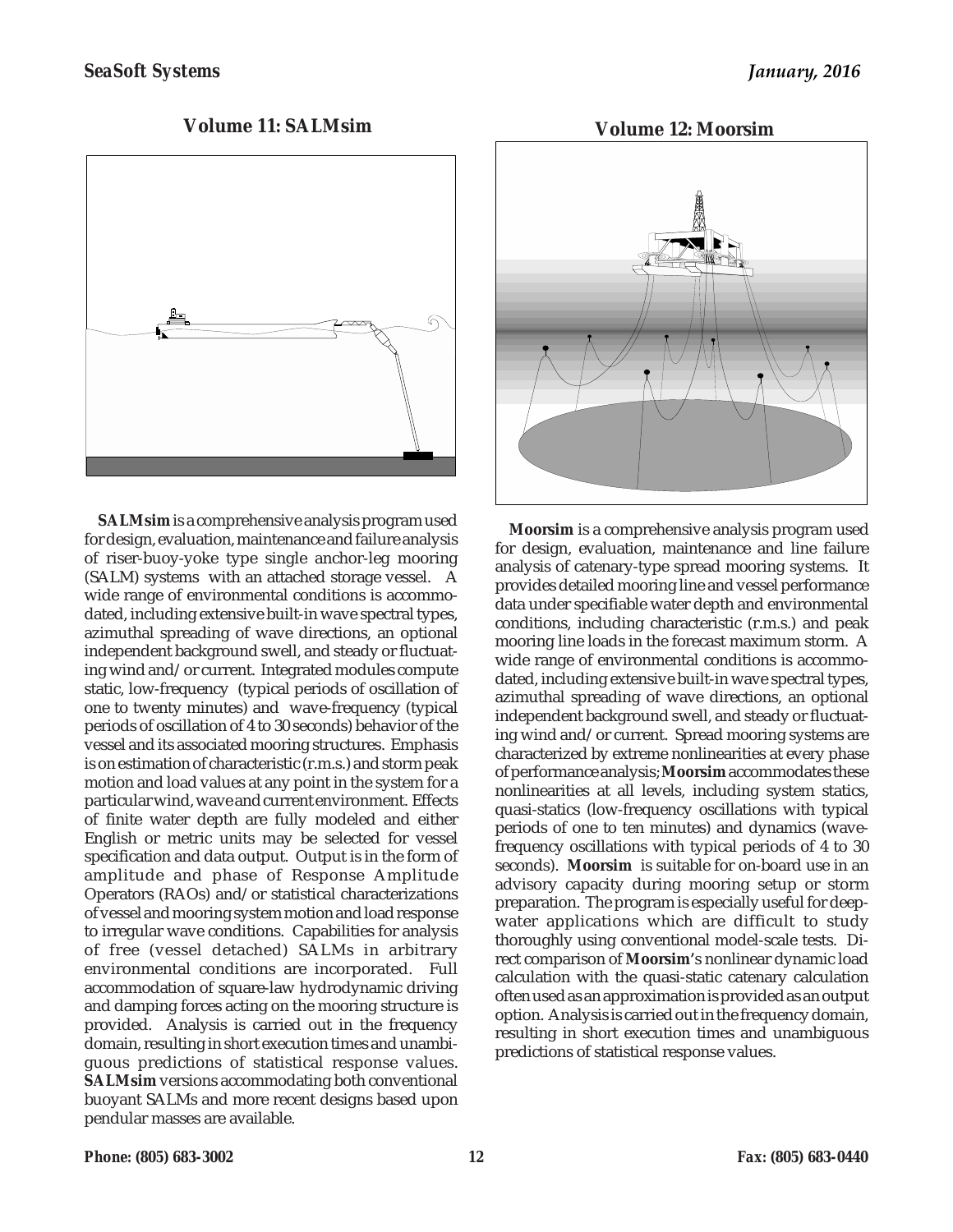## Volume 11: SALMsim

**SALMsim** is a comprehensive analysis program used for design, evaluation, maintenance and failure analysis of riser-buoy-yoke type single anchor-leg mooring (SALM) systems with an attached storage vessel. A wide range of environmental conditions is accommodated, including extensive built-in wave spectral types, azimuthal spreading of wave directions, an optional independent background swell, and steady or fluctuating wind and/or current. Integrated modules compute static, low-frequency (typical periods of oscillation of one to twenty minutes) and wave-frequency (typical periods of oscillation of 4 to 30 seconds) behavior of the vessel and its associated mooring structures. Emphasis is on estimation of characteristic (r.m.s.) and storm peak motion and load values at any point in the system for a particular wind, wave and current environment. Effects of finite water depth are fully modeled and either English or metric units may be selected for vessel specification and data output. Output is in the form of amplitude and phase of Response Amplitude Operators (RAOs) and/or statistical characterizations of vessel and mooring system motion and load response to irregular wave conditions. Capabilities for analysis of free (vessel detached) SALMs in arbitrary environmental conditions are incorporated. Full accommodation of square-law hydrodynamic driving and damping forces acting on the mooring structure is provided. Analysis is carried out in the frequency domain, resulting in short execution times and unambiguous predictions of statistical response values. **SALMsim** versions accommodating both conventional buoyant SALMs and more recent designs based upon pendular masses are available.

## Volume 12: Moorsim

**Moorsim** is a comprehensive analysis program used for design, evaluation, maintenance and line failure analysis of catenary-type spread mooring systems. It provides detailed mooring line and vessel performance data under specifiable water depth and environmental conditions, including characteristic (r.m.s.) and peak mooring line loads in the forecast maximum storm. A wide range of environmental conditions is accommodated, including extensive built-in wave spectral types, azimuthal spreading of wave directions, an optional independent background swell, and steady or fluctuating wind and/or current. Spread mooring systems are characterized by extreme nonlinearities at every phase of performance analysis; **Moorsim** accommodates these nonlinearities at all levels, including system statics, quasi-statics (low-frequency oscillations with typical periods of one to ten minutes) and dynamics (wave-frequency oscillations with typical periods of 4 to 30 seconds). **Moorsim** is suitable for on-board use in an advisory capacity during mooring setup or storm preparation. The program is especially useful for deep-water applications which are difficult to study thoroughly using conventional model-scale tests. Direct comparison of **Moorsim**'s nonlinear dynamic load calculation with the quasi-static catenary calculation often used as an approximation is provided as an output option. Analysis is carried out in the frequency domain, resulting in short execution times and unambiguous predictions of statistical response values.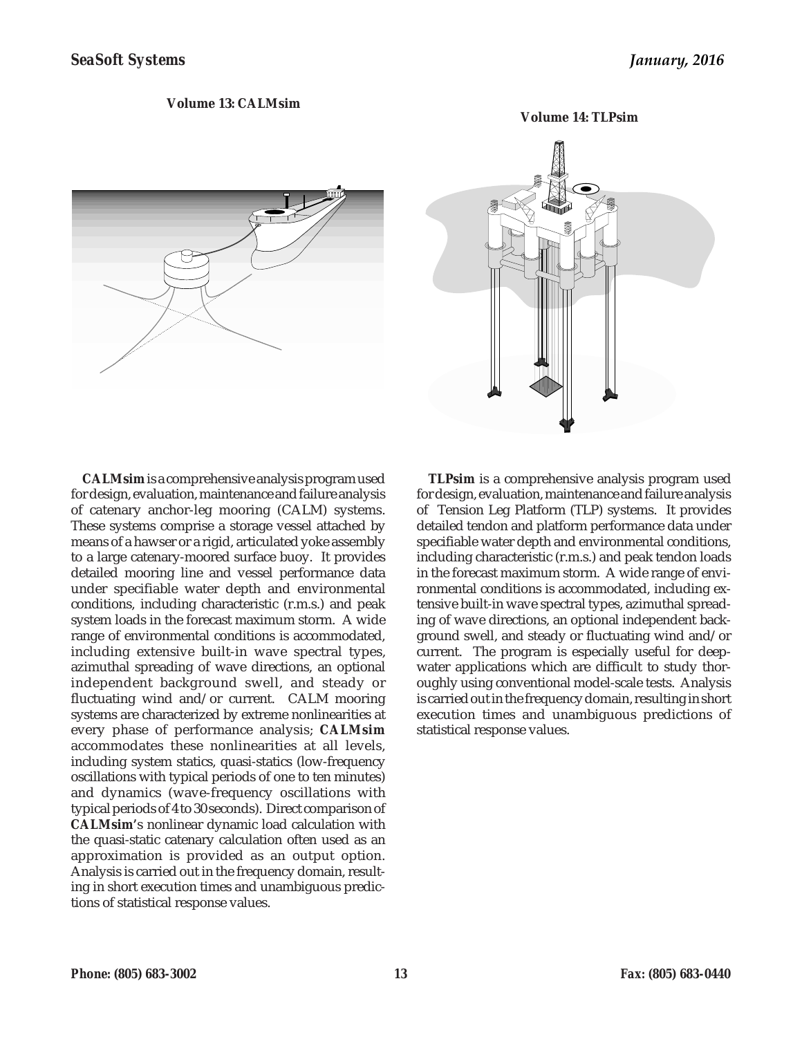## Volume 13: CALMsim

**CALMsim** is a comprehensive analysis program used for design, evaluation, maintenance and failure analysis of catenary anchor-leg mooring (CALM) systems. These systems comprise a storage vessel attached by means of a hawser or a rigid, articulated yoke assembly to a large catenary-moored surface buoy. It provides detailed mooring line and vessel performance data under specifiable water depth and environmental conditions, including characteristic (r.m.s.) and peak system loads in the forecast maximum storm. A wide range of environmental conditions is accommodated, including extensive built-in wave spectral types, azimuthal spreading of wave directions, an optional independent background swell, and steady or fluctuating wind and/or current. CALM mooring systems are characterized by extreme nonlinearities at every phase of performance analysis; **CALMsim** accommodates these nonlinearities at all levels, including system statics, quasi-statics (low-frequency oscillations with typical periods of one to ten minutes) and dynamics (wave-frequency oscillations with typical periods of 4 to 30 seconds). Direct comparison of **CALMsim**'s nonlinear dynamic load calculation with the quasi-static catenary calculation often used as an approximation is provided as an output option. Analysis is carried out in the frequency domain, resulting in short execution times and unambiguous predictions of statistical response values.

## Volume 14: TLPsim

**TLPsim** is a comprehensive analysis program used for design, evaluation, maintenance and failure analysis of Tension Leg Platform (TLP) systems. It provides detailed tendon and platform performance data under specifiable water depth and environmental conditions, including characteristic (r.m.s.) and peak tendon loads in the forecast maximum storm. A wide range of environmental conditions is accommodated, including extensive built-in wave spectral types, azimuthal spreading of wave directions, an optional independent background swell, and steady or fluctuating wind and/or current. The program is especially useful for deepwater applications which are difficult to study thoroughly using conventional model-scale tests. Analysis is carried out in the frequency domain, resulting in short execution times and unambiguous predictions of statistical response values.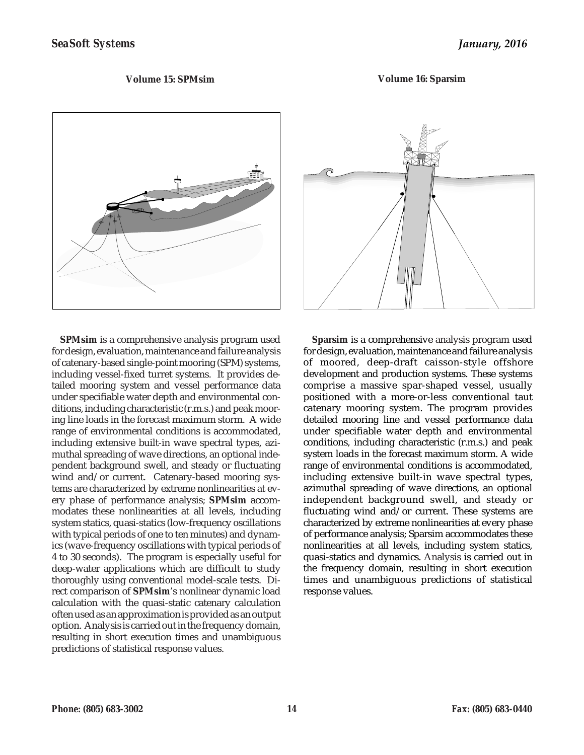## Volume 15: SPMsim

**SPMsim** is a comprehensive analysis program used for design, evaluation, maintenance and failure analysis of catenary-based single-point mooring (SPM) systems, including vessel-fixed turret systems. It provides detailed mooring system and vessel performance data under specifiable water depth and environmental conditions, including characteristic (r.m.s.) and peak mooring line loads in the forecast maximum storm. A wide range of environmental conditions is accommodated, including extensive built-in wave spectral types, azimuthal spreading of wave directions, an optional independent background swell, and steady or fluctuating wind and/or current. Catenary-based mooring systems are characterized by extreme nonlinearities at every phase of performance analysis; **SPMsim** accommodates these nonlinearities at all levels, including system statics, quasi-statics (low-frequency oscillations with typical periods of one to ten minutes) and dynamics (wave-frequency oscillations with typical periods of 4 to 30 seconds). The program is especially useful for deep-water applications which are difficult to study thoroughly using conventional model-scale tests. Direct comparison of **SPMsim**'s nonlinear dynamic load calculation with the quasi-static catenary calculation often used as an approximation is provided as an output option. Analysis is carried out in the frequency domain, resulting in short execution times and unambiguous predictions of statistical response values.

## Volume 16: Sparsim

**Sparsim** is a comprehensive analysis program used for design, evaluation, maintenance and failure analysis of moored, deep-draft caisson-style offshore development and production systems. These systems comprise a massive spar-shaped vessel, usually positioned with a more-or-less conventional taut catenary mooring system. The program provides detailed mooring line and vessel performance data under specifiable water depth and environmental conditions, including characteristic (r.m.s.) and peak system loads in the forecast maximum storm. A wide range of environmental conditions is accommodated, including extensive built-in wave spectral types, azimuthal spreading of wave directions, an optional independent background swell, and steady or fluctuating wind and/or current. These systems are characterized by extreme nonlinearities at every phase of performance analysis; Sparsim accommodates these nonlinearities at all levels, including system statics, quasi-statics and dynamics. Analysis is carried out in the frequency domain, resulting in short execution times and unambiguous predictions of statistical response values.